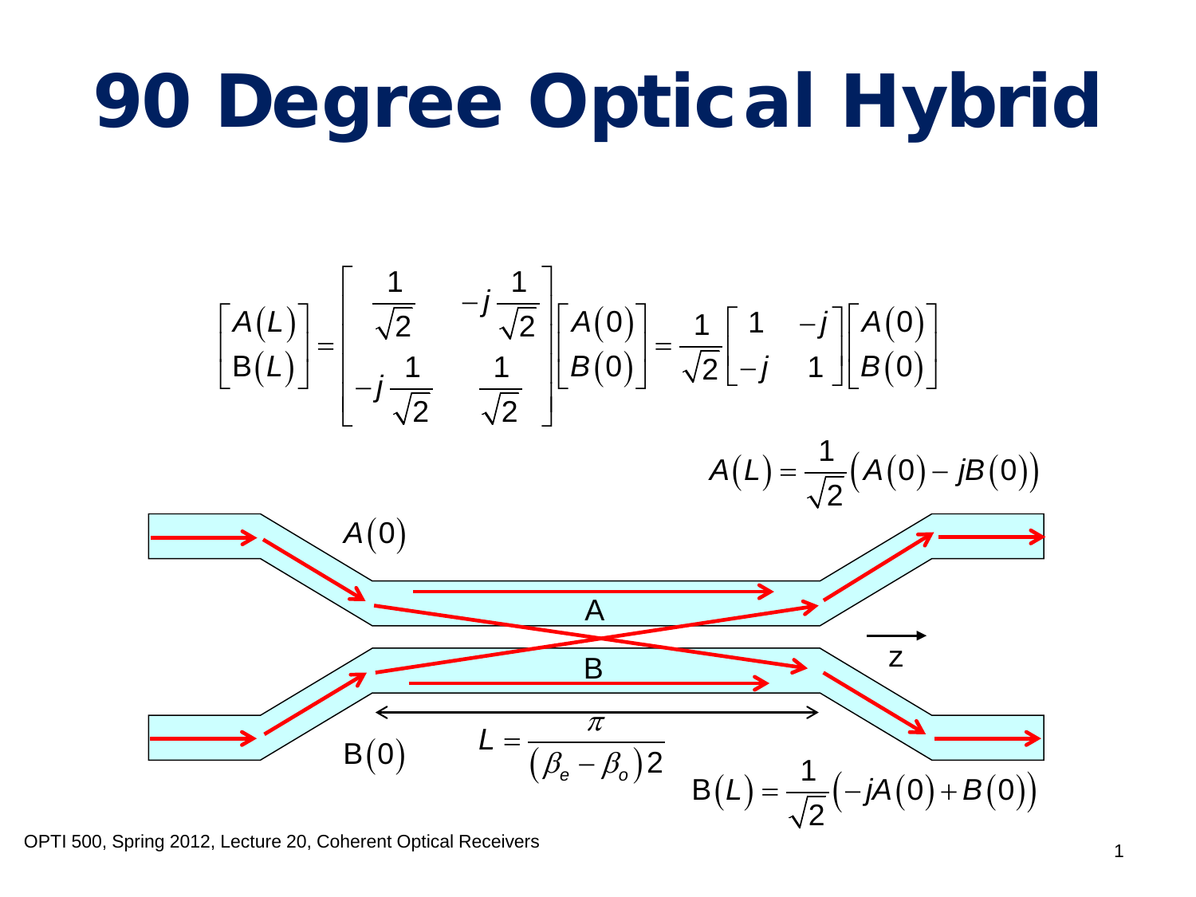# 90 Degree Optical Hybrid

$$\begin{bmatrix} A(L) \\ B(L) \end{bmatrix} = \begin{bmatrix} \frac{1}{\sqrt{2}} & -j\frac{1}{\sqrt{2}} \\ -j\frac{1}{\sqrt{2}} & \frac{1}{\sqrt{2}} \end{bmatrix} \begin{bmatrix} A(0) \\ B(0) \end{bmatrix} = \frac{1}{\sqrt{2}} \begin{bmatrix} 1 & -j \\ -j & 1 \end{bmatrix} \begin{bmatrix} A(0) \\ B(0) \end{bmatrix}$$

$$A(L) = \frac{1}{\sqrt{2}}\left(A(0) - jB(0)\right)$$

$A(0)$

A

B

z

$B(0)$

$$L = \frac{\pi}{(\beta_e - \beta_o)2}$$

$$B(L) = \frac{1}{\sqrt{2}}\left(-jA(0) + B(0)\right)$$

OPTI 500, Spring 2012, Lecture 20, Coherent Optical Receivers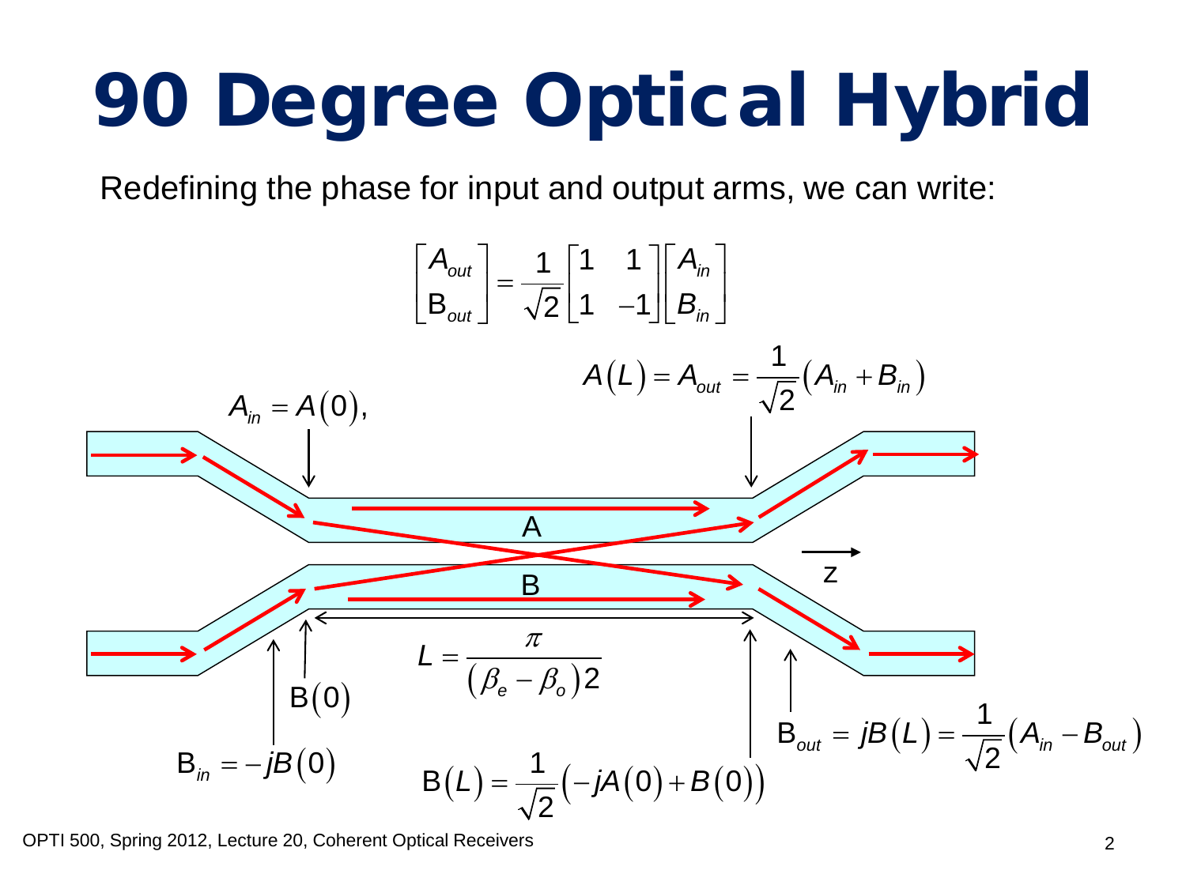# 90 Degree Optical Hybrid

Redefining the phase for input and output arms, we can write:

$$\begin{bmatrix} A_{out} \\ B_{out} \end{bmatrix} = \frac{1}{\sqrt{2}} \begin{bmatrix} 1 & 1 \\ 1 & -1 \end{bmatrix} \begin{bmatrix} A_{in} \\ B_{in} \end{bmatrix}$$

$$A(L) = A_{out} = \frac{1}{\sqrt{2}}\left(A_{in} + B_{in}\right)$$

$$A_{in} = A(0),$$

A

z

B

$$L = \frac{\pi}{(\beta_e - \beta_o)2}$$

$$B(0)$$

$$B_{in} = -jB(0)$$

$$B(L) = \frac{1}{\sqrt{2}}\left(-jA(0) + B(0)\right)$$

$$B_{out} = jB(L) = \frac{1}{\sqrt{2}}\left(A_{in} - B_{out}\right)$$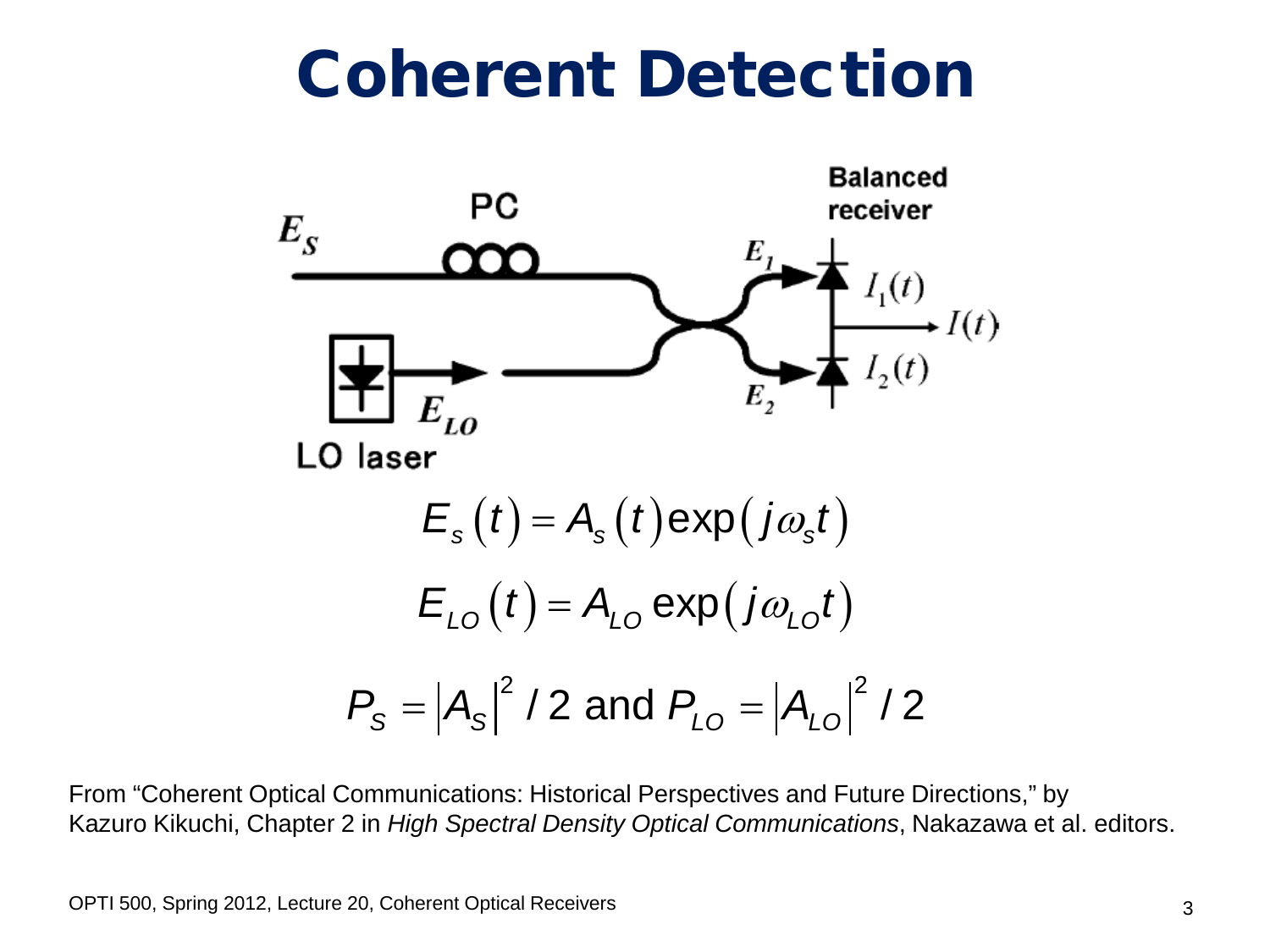# Coherent Detection

$$E_s(t) = A_s(t)\exp(j\omega_s t)$$

$$E_{LO}(t) = A_{LO}\exp(j\omega_{LO} t)$$

$$P_S = |A_S|^2 / 2 \text{ and } P_{LO} = |A_{LO}|^2 / 2$$

From "Coherent Optical Communications: Historical Perspectives and Future Directions," by Kazuro Kikuchi, Chapter 2 in *High Spectral Density Optical Communications*, Nakazawa et al. editors.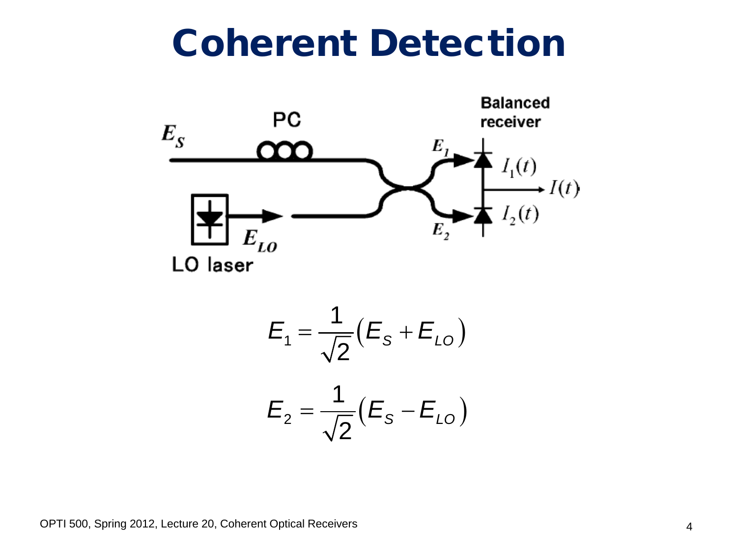# Coherent Detection

$$E_1 = \frac{1}{\sqrt{2}}\left(E_S + E_{LO}\right)$$

$$E_2 = \frac{1}{\sqrt{2}}\left(E_S - E_{LO}\right)$$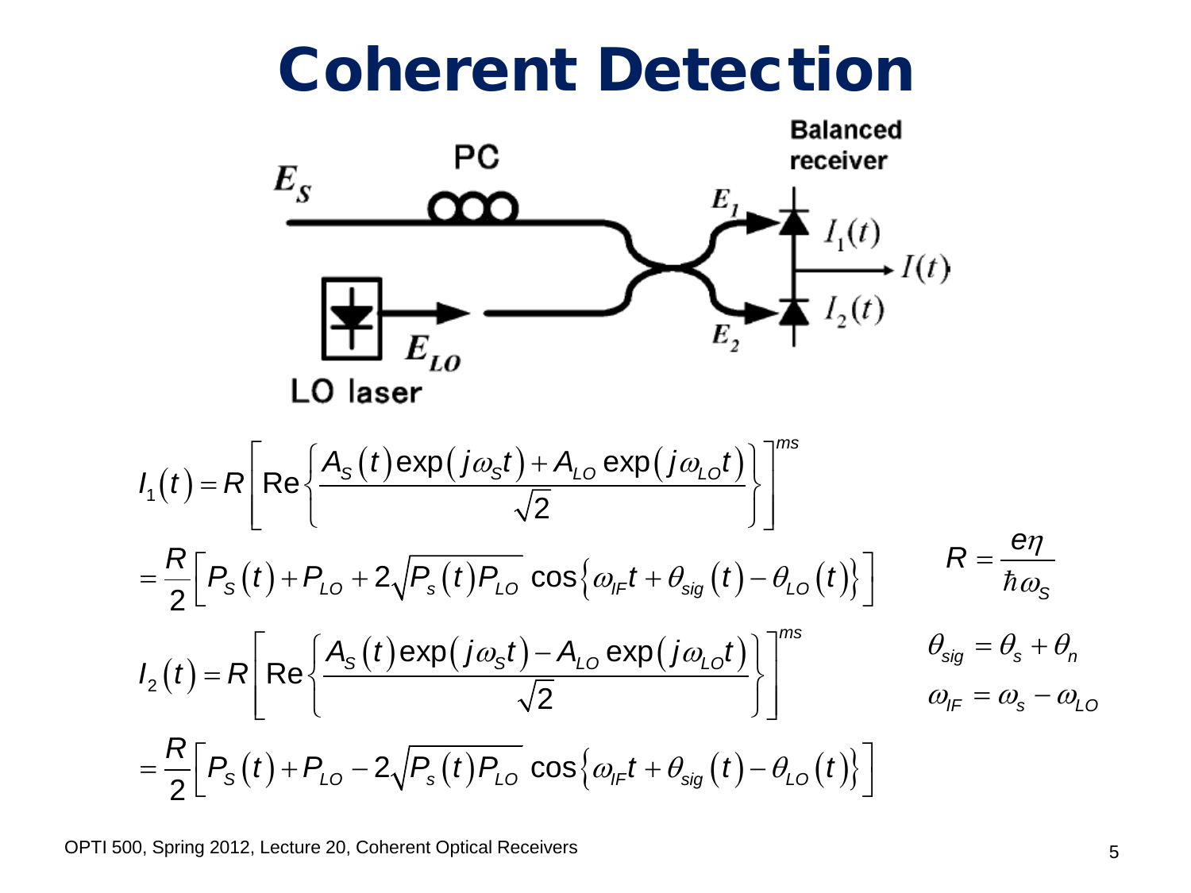# Coherent Detection

Balanced receiver

PC

$E_S$, $E_{LO}$, $E_1$, $E_2$, $I_1(t)$, $I_2(t)$, $I(t)$

LO laser

$$I_1(t) = R\left[\mathrm{Re}\left\{\frac{A_S(t)\exp(j\omega_S t) + A_{LO}\exp(j\omega_{LO} t)}{\sqrt{2}}\right\}\right]^{ms}$$

$$= \frac{R}{2}\left[P_S(t) + P_{LO} + 2\sqrt{P_s(t)P_{LO}}\cos\left\{\omega_{IF}t + \theta_{sig}(t) - \theta_{LO}(t)\right\}\right]$$

$$R = \frac{e\eta}{\hbar\omega_S}$$

$$I_2(t) = R\left[\mathrm{Re}\left\{\frac{A_S(t)\exp(j\omega_S t) - A_{LO}\exp(j\omega_{LO} t)}{\sqrt{2}}\right\}\right]^{ms}$$

$$= \frac{R}{2}\left[P_S(t) + P_{LO} - 2\sqrt{P_s(t)P_{LO}}\cos\left\{\omega_{IF}t + \theta_{sig}(t) - \theta_{LO}(t)\right\}\right]$$

$$\theta_{sig} = \theta_s + \theta_n$$

$$\omega_{IF} = \omega_s - \omega_{LO}$$

OPTI 500, Spring 2012, Lecture 20, Coherent Optical Receivers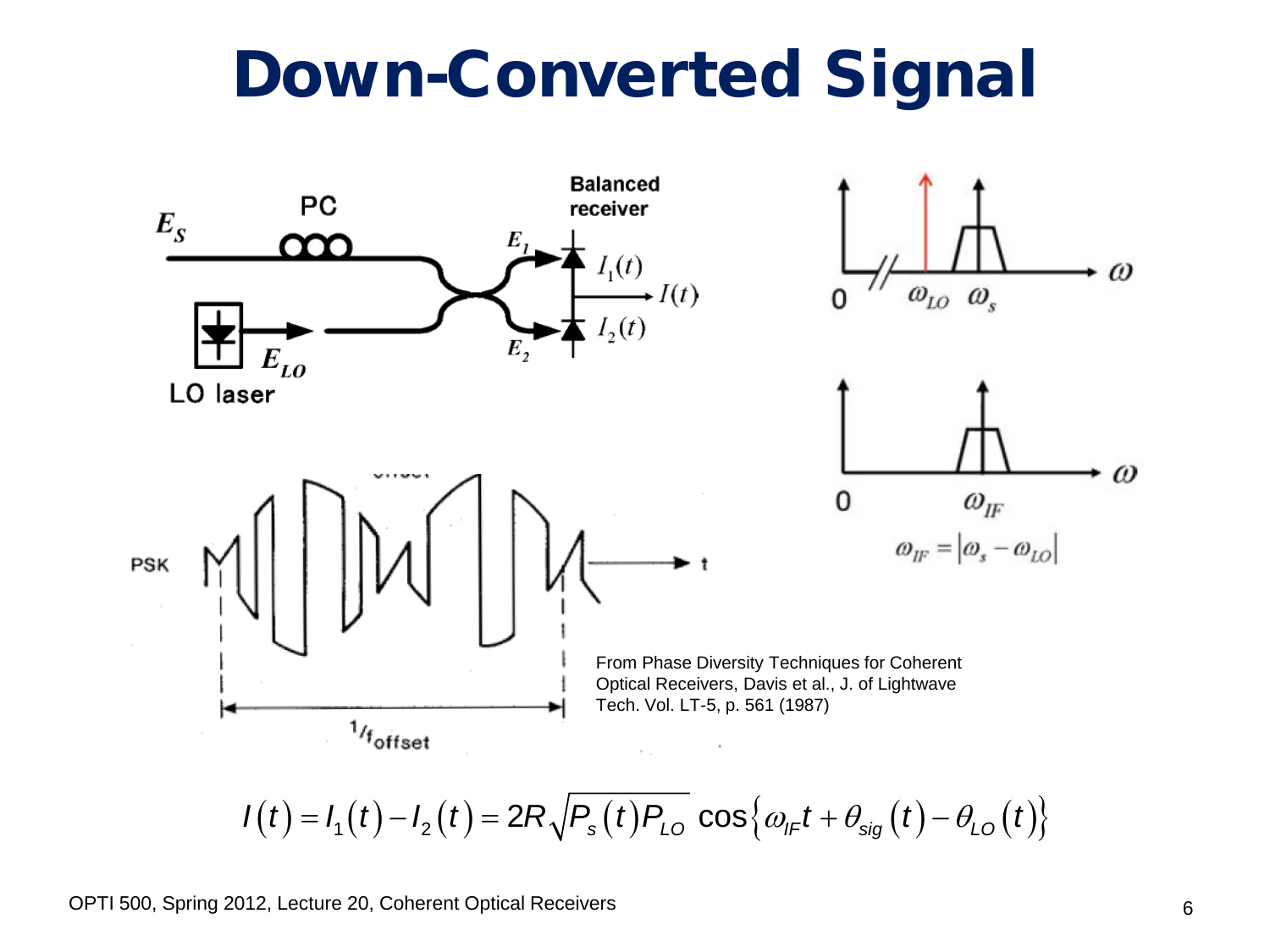# Down-Converted Signal

From Phase Diversity Techniques for Coherent Optical Receivers, Davis et al., J. of Lightwave Tech. Vol. LT-5, p. 561 (1987)

$$\omega_{IF} = \left|\omega_s - \omega_{LO}\right|$$

$$I(t) = I_1(t) - I_2(t) = 2R\sqrt{P_s(t)P_{LO}}\cos\left\{\omega_{IF}t + \theta_{sig}(t) - \theta_{LO}(t)\right\}$$

OPTI 500, Spring 2012, Lecture 20, Coherent Optical Receivers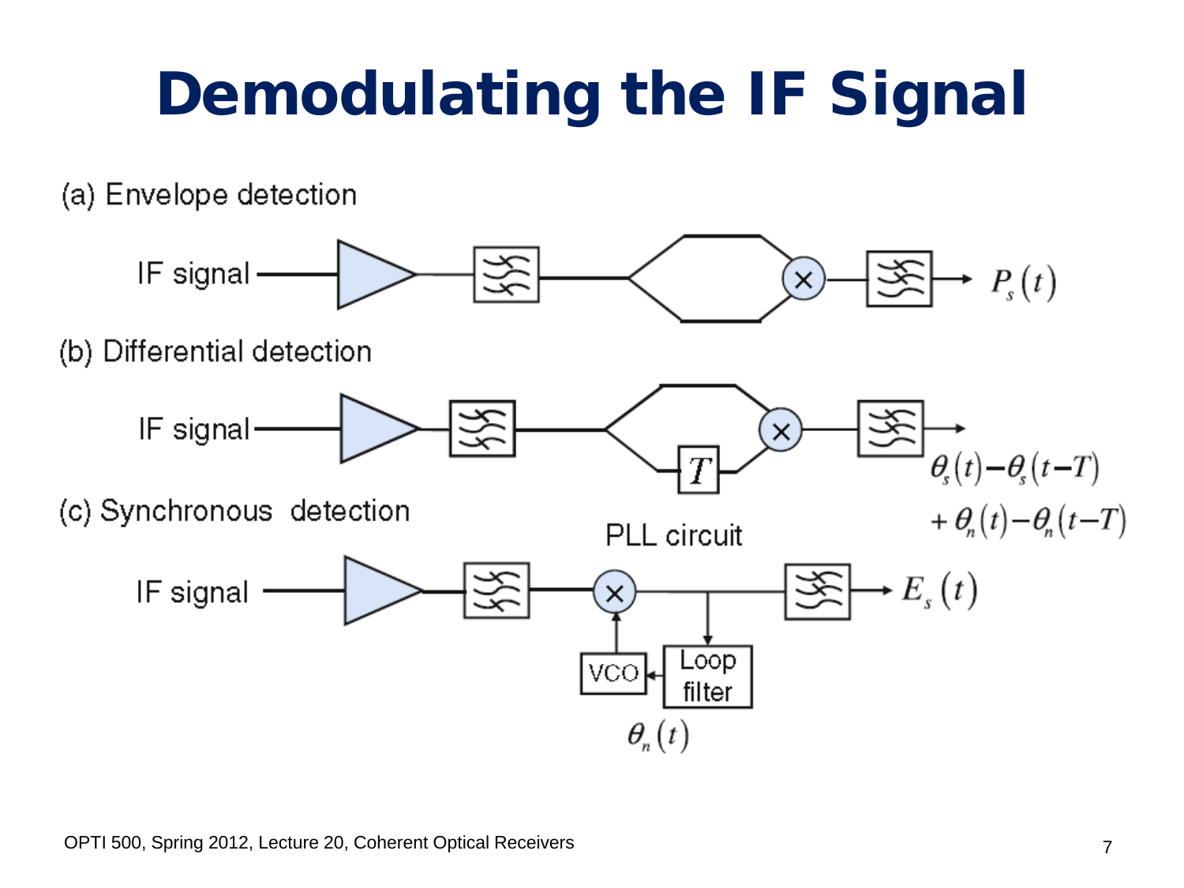# Demodulating the IF Signal

(a) Envelope detection

IF signal → $P_s(t)$

(b) Differential detection

IF signal → $T$ → $\theta_s(t)-\theta_s(t-T)$ $+\theta_n(t)-\theta_n(t-T)$

(c) Synchronous detection

PLL circuit

IF signal → $E_s(t)$

VCO

Loop filter

$\theta_n(t)$

OPTI 500, Spring 2012, Lecture 20, Coherent Optical Receivers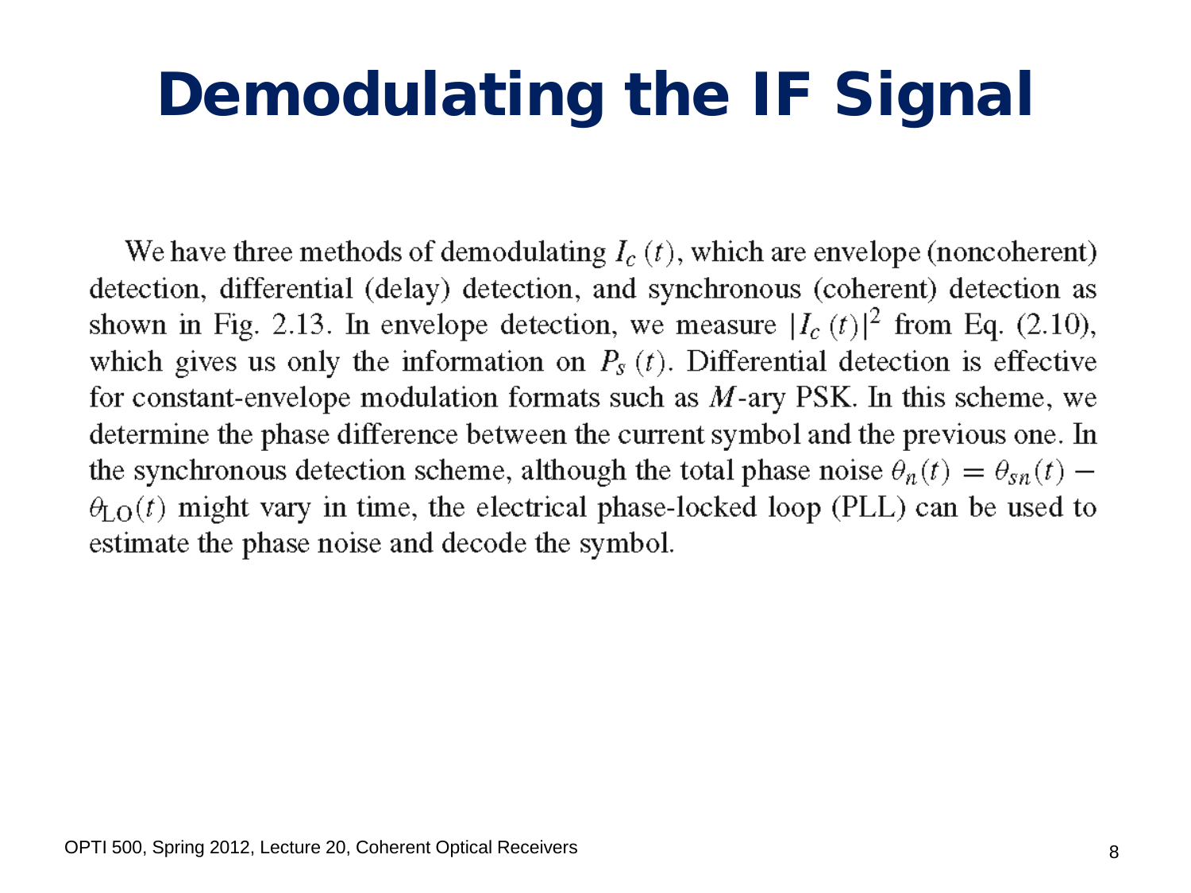# Demodulating the IF Signal

We have three methods of demodulating $I_c(t)$, which are envelope (noncoherent) detection, differential (delay) detection, and synchronous (coherent) detection as shown in Fig. 2.13. In envelope detection, we measure $|I_c(t)|^2$ from Eq. (2.10), which gives us only the information on $P_s(t)$. Differential detection is effective for constant-envelope modulation formats such as $M$-ary PSK. In this scheme, we determine the phase difference between the current symbol and the previous one. In the synchronous detection scheme, although the total phase noise $\theta_n(t) = \theta_{sn}(t) - \theta_{\mathrm{LO}}(t)$ might vary in time, the electrical phase-locked loop (PLL) can be used to estimate the phase noise and decode the symbol.